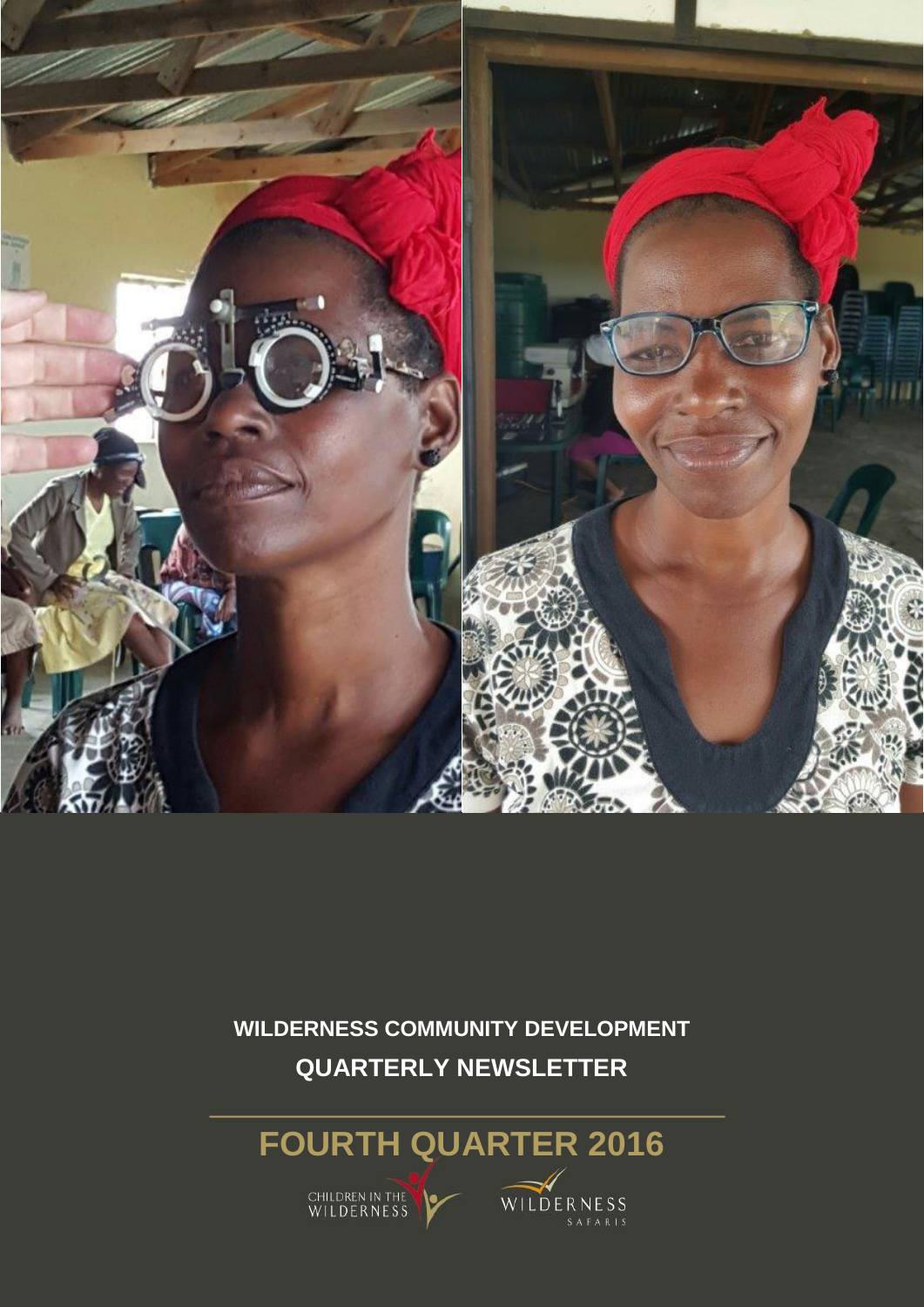**WILDERNESS COMMUNITY DEVELOPMENT**

**QUARTERLY NEWSLETTER**

# FOURTH QUARTER 2016

CHILDREN IN THE WILDERNESS

WILDERNESS SAFARIS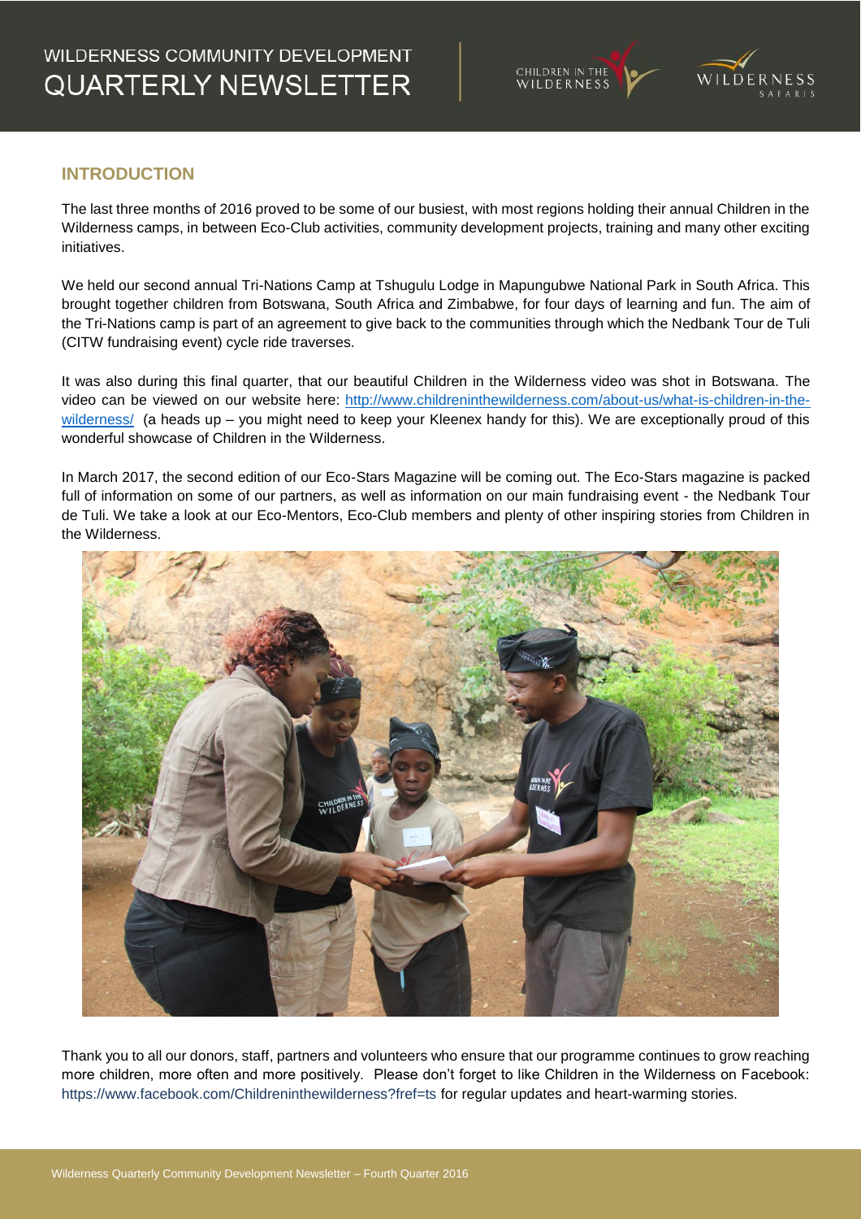# WILDERNESS COMMUNITY DEVELOPMENT QUARTERLY NEWSLETTER

## INTRODUCTION

The last three months of 2016 proved to be some of our busiest, with most regions holding their annual Children in the Wilderness camps, in between Eco-Club activities, community development projects, training and many other exciting initiatives.

We held our second annual Tri-Nations Camp at Tshugulu Lodge in Mapungubwe National Park in South Africa. This brought together children from Botswana, South Africa and Zimbabwe, for four days of learning and fun. The aim of the Tri-Nations camp is part of an agreement to give back to the communities through which the Nedbank Tour de Tuli (CITW fundraising event) cycle ride traverses.

It was also during this final quarter, that our beautiful Children in the Wilderness video was shot in Botswana. The video can be viewed on our website here: http://www.childreninthewilderness.com/about-us/what-is-children-in-the-wilderness/ (a heads up – you might need to keep your Kleenex handy for this). We are exceptionally proud of this wonderful showcase of Children in the Wilderness.

In March 2017, the second edition of our Eco-Stars Magazine will be coming out. The Eco-Stars magazine is packed full of information on some of our partners, as well as information on our main fundraising event - the Nedbank Tour de Tuli. We take a look at our Eco-Mentors, Eco-Club members and plenty of other inspiring stories from Children in the Wilderness.

Thank you to all our donors, staff, partners and volunteers who ensure that our programme continues to grow reaching more children, more often and more positively. Please don't forget to like Children in the Wilderness on Facebook: https://www.facebook.com/Childreninthewilderness?fref=ts for regular updates and heart-warming stories.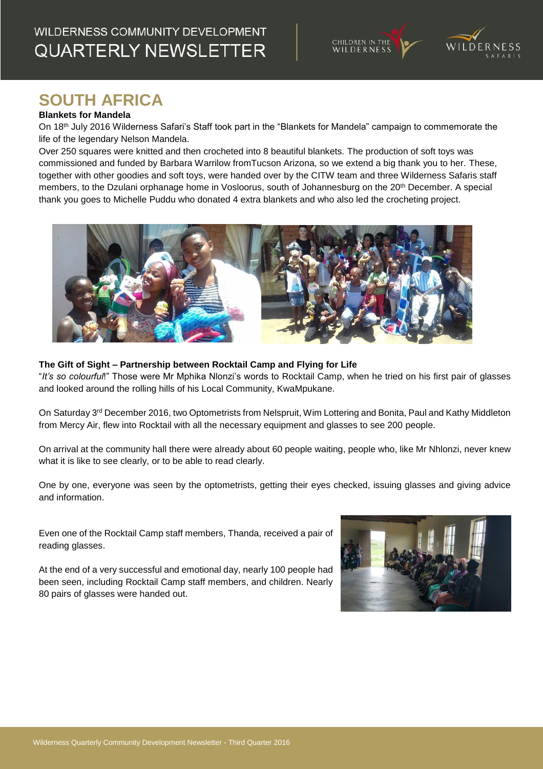# SOUTH AFRICA

### Blankets for Mandela

On 18th July 2016 Wilderness Safari's Staff took part in the "Blankets for Mandela" campaign to commemorate the life of the legendary Nelson Mandela.

Over 250 squares were knitted and then crocheted into 8 beautiful blankets. The production of soft toys was commissioned and funded by Barbara Warrilow fromTucson Arizona, so we extend a big thank you to her. These, together with other goodies and soft toys, were handed over by the CITW team and three Wilderness Safaris staff members, to the Dzulani orphanage home in Vosloorus, south of Johannesburg on the 20th December. A special thank you goes to Michelle Puddu who donated 4 extra blankets and who also led the crocheting project.

### The Gift of Sight – Partnership between Rocktail Camp and Flying for Life

"*It's so colourful*!" Those were Mr Mphika Nlonzi's words to Rocktail Camp, when he tried on his first pair of glasses and looked around the rolling hills of his Local Community, KwaMpukane.

On Saturday 3rd December 2016, two Optometrists from Nelspruit, Wim Lottering and Bonita, Paul and Kathy Middleton from Mercy Air, flew into Rocktail with all the necessary equipment and glasses to see 200 people.

On arrival at the community hall there were already about 60 people waiting, people who, like Mr Nhlonzi, never knew what it is like to see clearly, or to be able to read clearly.

One by one, everyone was seen by the optometrists, getting their eyes checked, issuing glasses and giving advice and information.

Even one of the Rocktail Camp staff members, Thanda, received a pair of reading glasses.

At the end of a very successful and emotional day, nearly 100 people had been seen, including Rocktail Camp staff members, and children. Nearly 80 pairs of glasses were handed out.